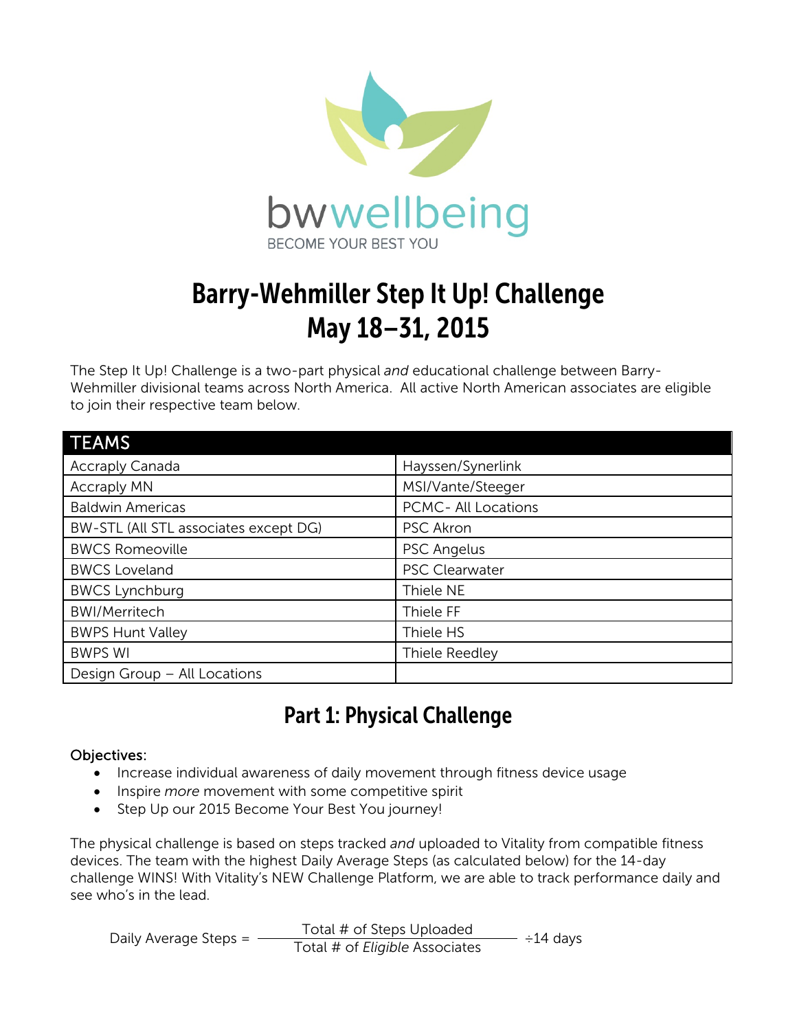bwwellbeing

BECOME YOUR BEST YOU

# Barry-Wehmiller Step It Up! Challenge
# May 18–31, 2015

The Step It Up! Challenge is a two-part physical *and* educational challenge between Barry-Wehmiller divisional teams across North America. All active North American associates are eligible to join their respective team below.

| TEAMS | |
|---|---|
| Accraply Canada | Hayssen/Synerlink |
| Accraply MN | MSI/Vante/Steeger |
| Baldwin Americas | PCMC- All Locations |
| BW-STL (All STL associates except DG) | PSC Akron |
| BWCS Romeoville | PSC Angelus |
| BWCS Loveland | PSC Clearwater |
| BWCS Lynchburg | Thiele NE |
| BWI/Merritech | Thiele FF |
| BWPS Hunt Valley | Thiele HS |
| BWPS WI | Thiele Reedley |
| Design Group – All Locations | |

## Part 1: Physical Challenge

Objectives:

- Increase individual awareness of daily movement through fitness device usage
- Inspire *more* movement with some competitive spirit
- Step Up our 2015 Become Your Best You journey!

The physical challenge is based on steps tracked *and* uploaded to Vitality from compatible fitness devices. The team with the highest Daily Average Steps (as calculated below) for the 14-day challenge WINS! With Vitality's NEW Challenge Platform, we are able to track performance daily and see who's in the lead.

$$\text{Daily Average Steps} = \frac{\text{Total \# of Steps Uploaded}}{\text{Total \# of } \textit{Eligible} \text{ Associates}} \div 14 \text{ days}$$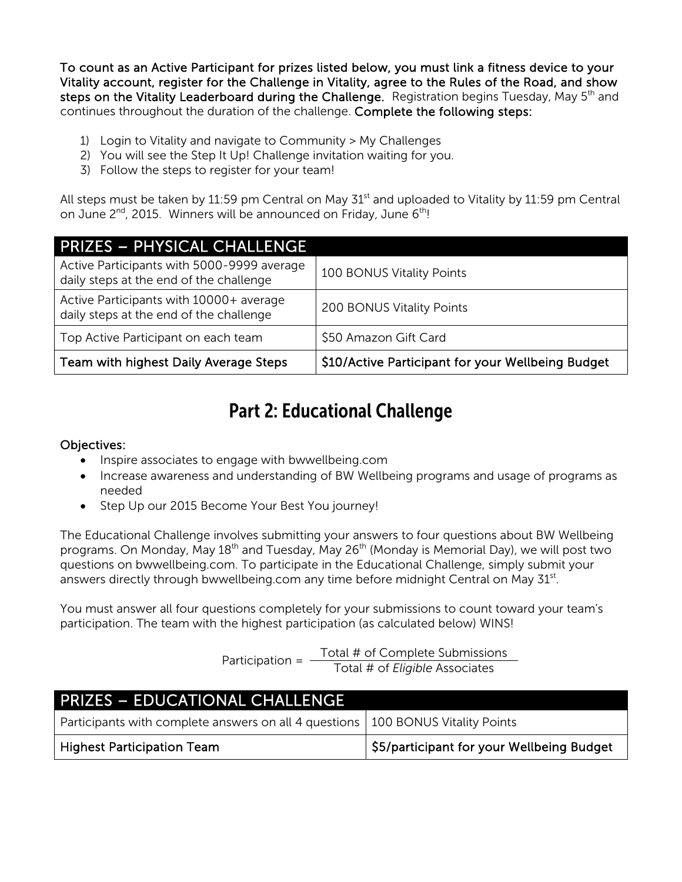**To count as an Active Participant for prizes listed below, you must link a fitness device to your Vitality account, register for the Challenge in Vitality, agree to the Rules of the Road, and show steps on the Vitality Leaderboard during the Challenge.** Registration begins Tuesday, May 5th and continues throughout the duration of the challenge. **Complete the following steps:**

1) Login to Vitality and navigate to Community > My Challenges
2) You will see the Step It Up! Challenge invitation waiting for you.
3) Follow the steps to register for your team!

All steps must be taken by 11:59 pm Central on May 31st and uploaded to Vitality by 11:59 pm Central on June 2nd, 2015. Winners will be announced on Friday, June 6th!

| PRIZES – PHYSICAL CHALLENGE | |
|---|---|
| Active Participants with 5000-9999 average daily steps at the end of the challenge | 100 BONUS Vitality Points |
| Active Participants with 10000+ average daily steps at the end of the challenge | 200 BONUS Vitality Points |
| Top Active Participant on each team | $50 Amazon Gift Card |
| **Team with highest Daily Average Steps** | **$10/Active Participant for your Wellbeing Budget** |

## Part 2: Educational Challenge

**Objectives:**

- Inspire associates to engage with bwwellbeing.com
- Increase awareness and understanding of BW Wellbeing programs and usage of programs as needed
- Step Up our 2015 Become Your Best You journey!

The Educational Challenge involves submitting your answers to four questions about BW Wellbeing programs. On Monday, May 18th and Tuesday, May 26th (Monday is Memorial Day), we will post two questions on bwwellbeing.com. To participate in the Educational Challenge, simply submit your answers directly through bwwellbeing.com any time before midnight Central on May 31st.

You must answer all four questions completely for your submissions to count toward your team's participation. The team with the highest participation (as calculated below) WINS!

$$\text{Participation} = \frac{\text{Total \# of Complete Submissions}}{\text{Total \# of } \textit{Eligible} \text{ Associates}}$$

| PRIZES – EDUCATIONAL CHALLENGE | |
|---|---|
| Participants with complete answers on all 4 questions | 100 BONUS Vitality Points |
| **Highest Participation Team** | **$5/participant for your Wellbeing Budget** |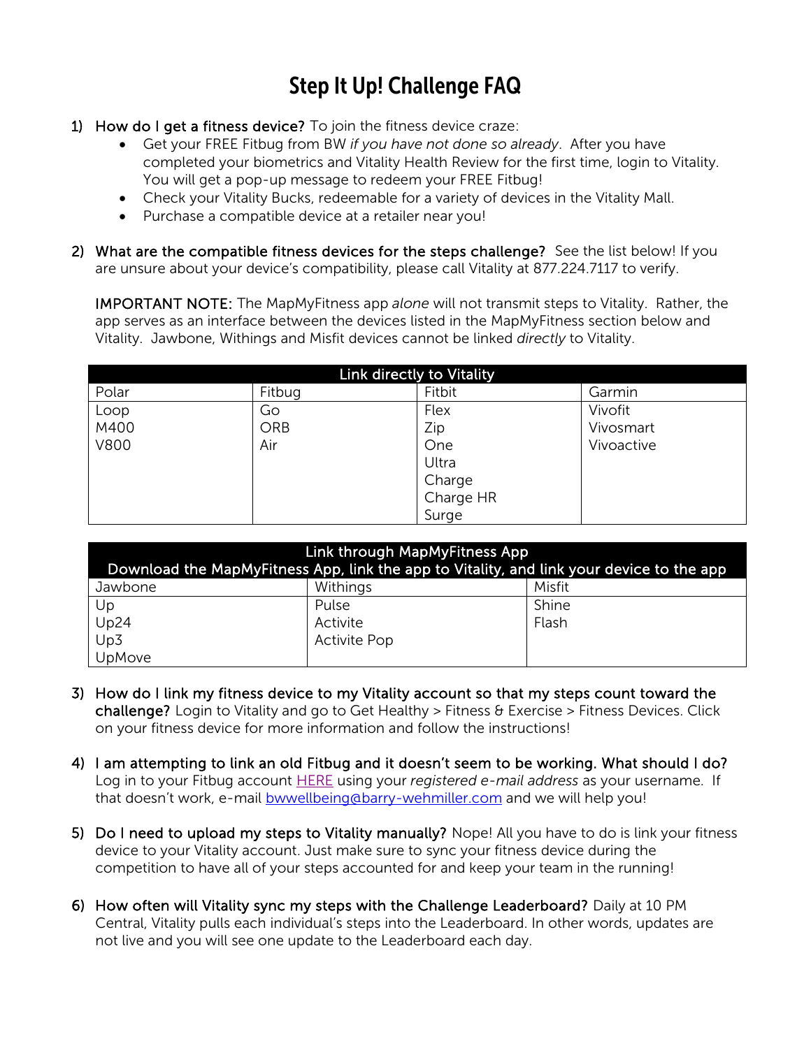# Step It Up! Challenge FAQ

1) How do I get a fitness device? To join the fitness device craze:
   - Get your FREE Fitbug from BW *if you have not done so already*. After you have completed your biometrics and Vitality Health Review for the first time, login to Vitality. You will get a pop-up message to redeem your FREE Fitbug!
   - Check your Vitality Bucks, redeemable for a variety of devices in the Vitality Mall.
   - Purchase a compatible device at a retailer near you!

2) What are the compatible fitness devices for the steps challenge? See the list below! If you are unsure about your device's compatibility, please call Vitality at 877.224.7117 to verify.

   IMPORTANT NOTE: The MapMyFitness app *alone* will not transmit steps to Vitality. Rather, the app serves as an interface between the devices listed in the MapMyFitness section below and Vitality. Jawbone, Withings and Misfit devices cannot be linked *directly* to Vitality.

| Link directly to Vitality | | | |
|---|---|---|---|
| Polar | Fitbug | Fitbit | Garmin |
| Loop<br>M400<br>V800 | Go<br>ORB<br>Air | Flex<br>Zip<br>One<br>Ultra<br>Charge<br>Charge HR<br>Surge | Vivofit<br>Vivosmart<br>Vivoactive |

| Link through MapMyFitness App<br>Download the MapMyFitness App, link the app to Vitality, and link your device to the app | | |
|---|---|---|
| Jawbone | Withings | Misfit |
| Up<br>Up24<br>Up3<br>UpMove | Pulse<br>Activite<br>Activite Pop | Shine<br>Flash |

3) How do I link my fitness device to my Vitality account so that my steps count toward the challenge? Login to Vitality and go to Get Healthy > Fitness & Exercise > Fitness Devices. Click on your fitness device for more information and follow the instructions!

4) I am attempting to link an old Fitbug and it doesn't seem to be working. What should I do? Log in to your Fitbug account HERE using your *registered e-mail address* as your username. If that doesn't work, e-mail bwwellbeing@barry-wehmiller.com and we will help you!

5) Do I need to upload my steps to Vitality manually? Nope! All you have to do is link your fitness device to your Vitality account. Just make sure to sync your fitness device during the competition to have all of your steps accounted for and keep your team in the running!

6) How often will Vitality sync my steps with the Challenge Leaderboard? Daily at 10 PM Central, Vitality pulls each individual's steps into the Leaderboard. In other words, updates are not live and you will see one update to the Leaderboard each day.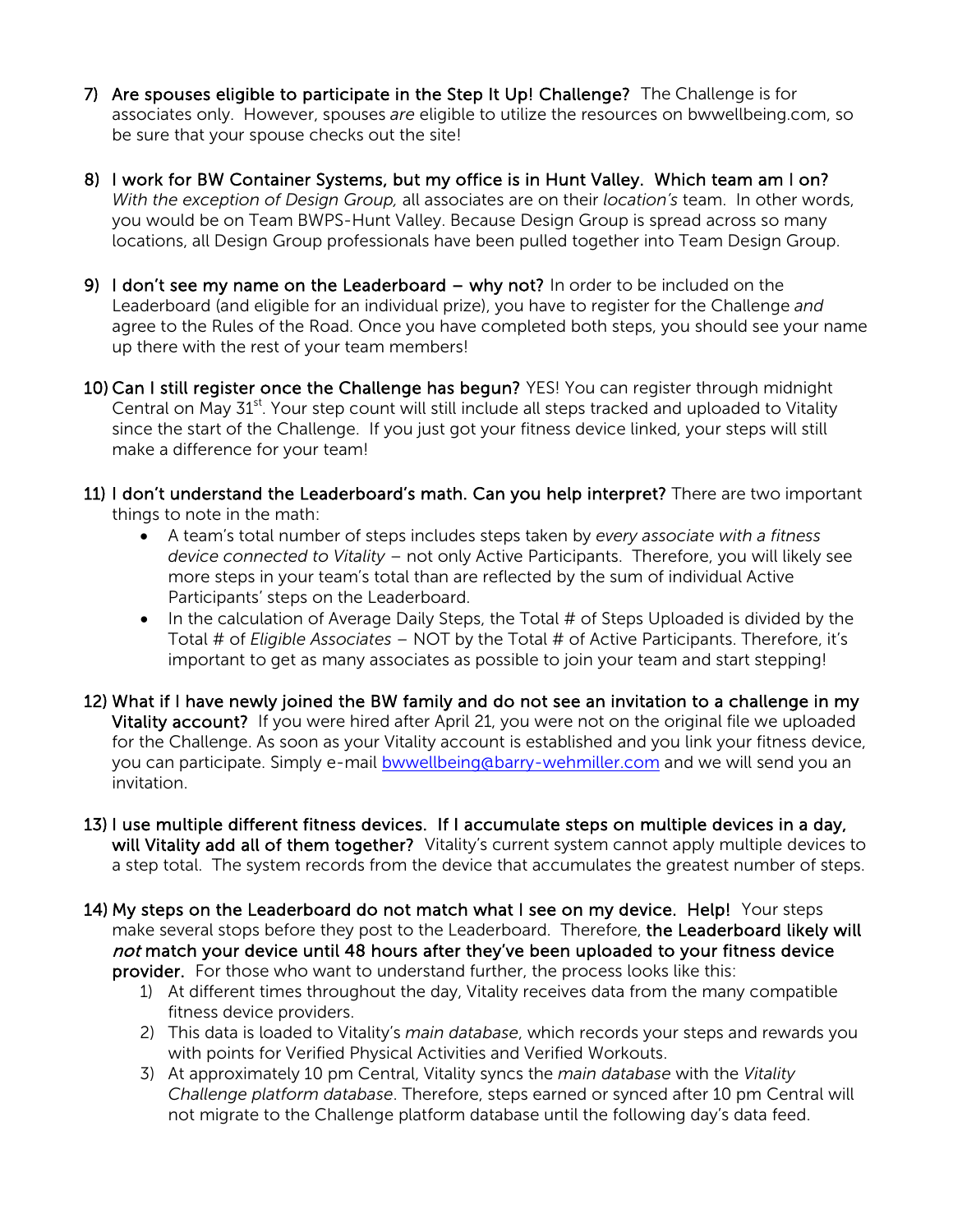7) **Are spouses eligible to participate in the Step It Up! Challenge?** The Challenge is for associates only. However, spouses *are* eligible to utilize the resources on bwwellbeing.com, so be sure that your spouse checks out the site!

8) **I work for BW Container Systems, but my office is in Hunt Valley. Which team am I on?** *With the exception of Design Group,* all associates are on their *location's* team. In other words, you would be on Team BWPS-Hunt Valley. Because Design Group is spread across so many locations, all Design Group professionals have been pulled together into Team Design Group.

9) **I don't see my name on the Leaderboard – why not?** In order to be included on the Leaderboard (and eligible for an individual prize), you have to register for the Challenge *and* agree to the Rules of the Road. Once you have completed both steps, you should see your name up there with the rest of your team members!

10) **Can I still register once the Challenge has begun?** YES! You can register through midnight Central on May 31st. Your step count will still include all steps tracked and uploaded to Vitality since the start of the Challenge. If you just got your fitness device linked, your steps will still make a difference for your team!

11) **I don't understand the Leaderboard's math. Can you help interpret?** There are two important things to note in the math:
    - A team's total number of steps includes steps taken by *every associate with a fitness device connected to Vitality* – not only Active Participants. Therefore, you will likely see more steps in your team's total than are reflected by the sum of individual Active Participants' steps on the Leaderboard.
    - In the calculation of Average Daily Steps, the Total # of Steps Uploaded is divided by the Total # of *Eligible Associates* – NOT by the Total # of Active Participants. Therefore, it's important to get as many associates as possible to join your team and start stepping!

12) **What if I have newly joined the BW family and do not see an invitation to a challenge in my Vitality account?** If you were hired after April 21, you were not on the original file we uploaded for the Challenge. As soon as your Vitality account is established and you link your fitness device, you can participate. Simply e-mail bwwellbeing@barry-wehmiller.com and we will send you an invitation.

13) **I use multiple different fitness devices. If I accumulate steps on multiple devices in a day, will Vitality add all of them together?** Vitality's current system cannot apply multiple devices to a step total. The system records from the device that accumulates the greatest number of steps.

14) **My steps on the Leaderboard do not match what I see on my device. Help!** Your steps make several stops before they post to the Leaderboard. Therefore, **the Leaderboard likely will *not* match your device until 48 hours after they've been uploaded to your fitness device provider.** For those who want to understand further, the process looks like this:
    1) At different times throughout the day, Vitality receives data from the many compatible fitness device providers.
    2) This data is loaded to Vitality's *main database*, which records your steps and rewards you with points for Verified Physical Activities and Verified Workouts.
    3) At approximately 10 pm Central, Vitality syncs the *main database* with the *Vitality Challenge platform database*. Therefore, steps earned or synced after 10 pm Central will not migrate to the Challenge platform database until the following day's data feed.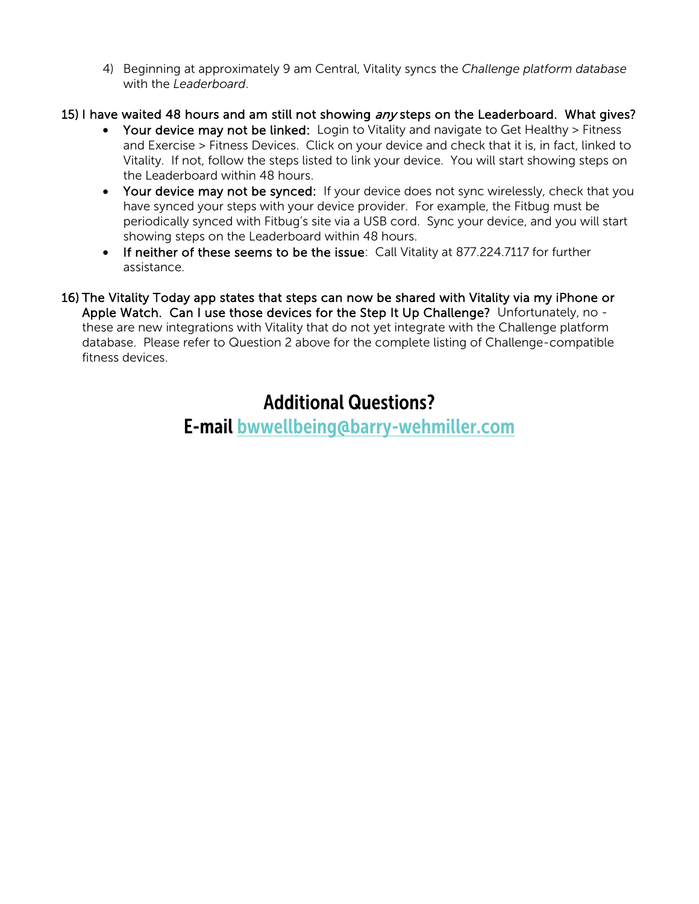4) Beginning at approximately 9 am Central, Vitality syncs the *Challenge platform database* with the *Leaderboard*.

**15) I have waited 48 hours and am still not showing *any* steps on the Leaderboard. What gives?**

- **Your device may not be linked:** Login to Vitality and navigate to Get Healthy > Fitness and Exercise > Fitness Devices. Click on your device and check that it is, in fact, linked to Vitality. If not, follow the steps listed to link your device. You will start showing steps on the Leaderboard within 48 hours.
- **Your device may not be synced:** If your device does not sync wirelessly, check that you have synced your steps with your device provider. For example, the Fitbug must be periodically synced with Fitbug's site via a USB cord. Sync your device, and you will start showing steps on the Leaderboard within 48 hours.
- **If neither of these seems to be the issue**: Call Vitality at 877.224.7117 for further assistance.

**16) The Vitality Today app states that steps can now be shared with Vitality via my iPhone or Apple Watch. Can I use those devices for the Step It Up Challenge?** Unfortunately, no - these are new integrations with Vitality that do not yet integrate with the Challenge platform database. Please refer to Question 2 above for the complete listing of Challenge-compatible fitness devices.

## Additional Questions?

## E-mail [bwwellbeing@barry-wehmiller.com](mailto:bwwellbeing@barry-wehmiller.com)